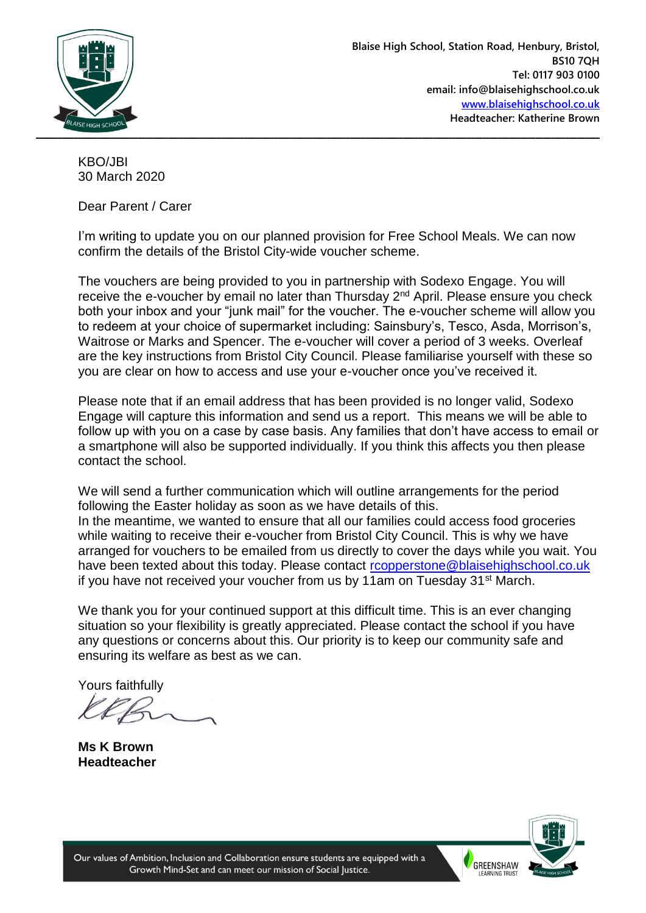Blaise High School, Station Road, Henbury, Bristol,
BS10 7QH
Tel: 0117 903 0100
email: info@blaisehighschool.co.uk
www.blaisehighschool.co.uk
Headteacher: Katherine Brown

KBO/JBI
30 March 2020

Dear Parent / Carer

I'm writing to update you on our planned provision for Free School Meals. We can now confirm the details of the Bristol City-wide voucher scheme.

The vouchers are being provided to you in partnership with Sodexo Engage. You will receive the e-voucher by email no later than Thursday 2nd April. Please ensure you check both your inbox and your "junk mail" for the voucher. The e-voucher scheme will allow you to redeem at your choice of supermarket including: Sainsbury's, Tesco, Asda, Morrison's, Waitrose or Marks and Spencer. The e-voucher will cover a period of 3 weeks. Overleaf are the key instructions from Bristol City Council. Please familiarise yourself with these so you are clear on how to access and use your e-voucher once you've received it.

Please note that if an email address that has been provided is no longer valid, Sodexo Engage will capture this information and send us a report. This means we will be able to follow up with you on a case by case basis. Any families that don't have access to email or a smartphone will also be supported individually. If you think this affects you then please contact the school.

We will send a further communication which will outline arrangements for the period following the Easter holiday as soon as we have details of this.
In the meantime, we wanted to ensure that all our families could access food groceries while waiting to receive their e-voucher from Bristol City Council. This is why we have arranged for vouchers to be emailed from us directly to cover the days while you wait. You have been texted about this today. Please contact rcopperstone@blaisehighschool.co.uk if you have not received your voucher from us by 11am on Tuesday 31st March.

We thank you for your continued support at this difficult time. This is an ever changing situation so your flexibility is greatly appreciated. Please contact the school if you have any questions or concerns about this. Our priority is to keep our community safe and ensuring its welfare as best as we can.

Yours faithfully

**Ms K Brown**
**Headteacher**

Our values of Ambition, Inclusion and Collaboration ensure students are equipped with a Growth Mind-Set and can meet our mission of Social Justice.